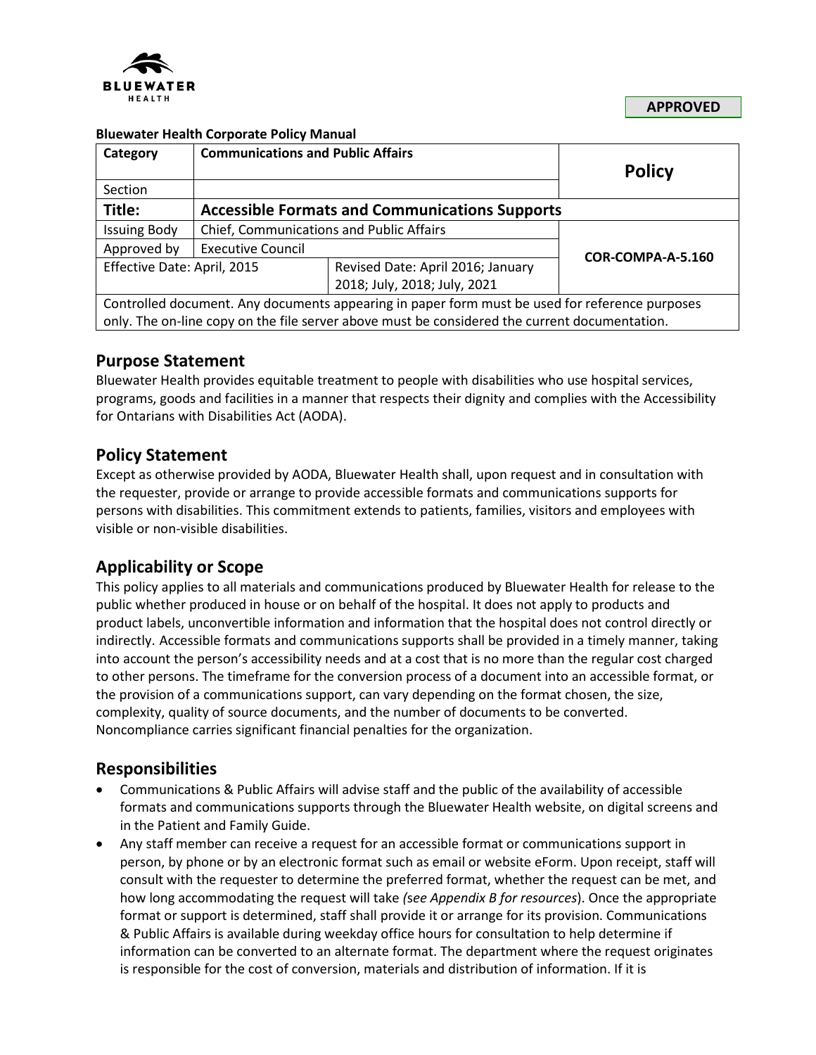**APPROVED**

**Bluewater Health Corporate Policy Manual**

| Category | Communications and Public Affairs | | Policy |
|---|---|---|---|
| Section | | | |
| **Title:** | **Accessible Formats and Communications Supports** | | |
| Issuing Body | Chief, Communications and Public Affairs | | COR-COMPA-A-5.160 |
| Approved by | Executive Council | | |
| Effective Date: April, 2015 | | Revised Date: April 2016; January 2018; July, 2018; July, 2021 | |
| Controlled document. Any documents appearing in paper form must be used for reference purposes only. The on-line copy on the file server above must be considered the current documentation. | | | |

## Purpose Statement

Bluewater Health provides equitable treatment to people with disabilities who use hospital services, programs, goods and facilities in a manner that respects their dignity and complies with the Accessibility for Ontarians with Disabilities Act (AODA).

## Policy Statement

Except as otherwise provided by AODA, Bluewater Health shall, upon request and in consultation with the requester, provide or arrange to provide accessible formats and communications supports for persons with disabilities. This commitment extends to patients, families, visitors and employees with visible or non-visible disabilities.

## Applicability or Scope

This policy applies to all materials and communications produced by Bluewater Health for release to the public whether produced in house or on behalf of the hospital. It does not apply to products and product labels, unconvertible information and information that the hospital does not control directly or indirectly. Accessible formats and communications supports shall be provided in a timely manner, taking into account the person's accessibility needs and at a cost that is no more than the regular cost charged to other persons. The timeframe for the conversion process of a document into an accessible format, or the provision of a communications support, can vary depending on the format chosen, the size, complexity, quality of source documents, and the number of documents to be converted. Noncompliance carries significant financial penalties for the organization.

## Responsibilities

- Communications & Public Affairs will advise staff and the public of the availability of accessible formats and communications supports through the Bluewater Health website, on digital screens and in the Patient and Family Guide.
- Any staff member can receive a request for an accessible format or communications support in person, by phone or by an electronic format such as email or website eForm. Upon receipt, staff will consult with the requester to determine the preferred format, whether the request can be met, and how long accommodating the request will take *(see Appendix B for resources*). Once the appropriate format or support is determined, staff shall provide it or arrange for its provision. Communications & Public Affairs is available during weekday office hours for consultation to help determine if information can be converted to an alternate format. The department where the request originates is responsible for the cost of conversion, materials and distribution of information. If it is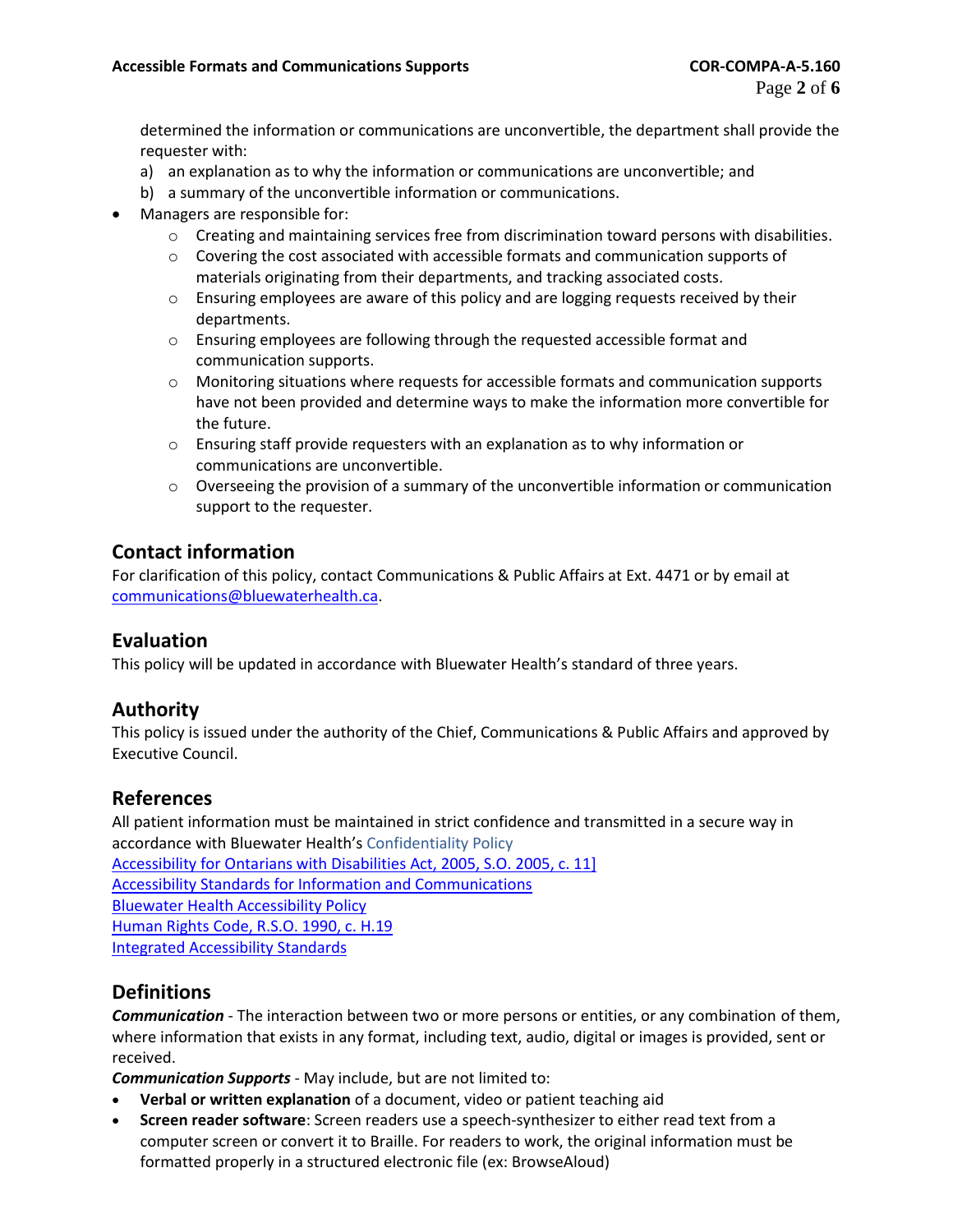determined the information or communications are unconvertible, the department shall provide the requester with:

a) an explanation as to why the information or communications are unconvertible; and
b) a summary of the unconvertible information or communications.

- Managers are responsible for:
  - Creating and maintaining services free from discrimination toward persons with disabilities.
  - Covering the cost associated with accessible formats and communication supports of materials originating from their departments, and tracking associated costs.
  - Ensuring employees are aware of this policy and are logging requests received by their departments.
  - Ensuring employees are following through the requested accessible format and communication supports.
  - Monitoring situations where requests for accessible formats and communication supports have not been provided and determine ways to make the information more convertible for the future.
  - Ensuring staff provide requesters with an explanation as to why information or communications are unconvertible.
  - Overseeing the provision of a summary of the unconvertible information or communication support to the requester.

## Contact information

For clarification of this policy, contact Communications & Public Affairs at Ext. 4471 or by email at communications@bluewaterhealth.ca.

## Evaluation

This policy will be updated in accordance with Bluewater Health's standard of three years.

## Authority

This policy is issued under the authority of the Chief, Communications & Public Affairs and approved by Executive Council.

## References

All patient information must be maintained in strict confidence and transmitted in a secure way in accordance with Bluewater Health's Confidentiality Policy
Accessibility for Ontarians with Disabilities Act, 2005, S.O. 2005, c. 11]
Accessibility Standards for Information and Communications
Bluewater Health Accessibility Policy
Human Rights Code, R.S.O. 1990, c. H.19
Integrated Accessibility Standards

## Definitions

***Communication*** - The interaction between two or more persons or entities, or any combination of them, where information that exists in any format, including text, audio, digital or images is provided, sent or received.

***Communication Supports*** - May include, but are not limited to:

- **Verbal or written explanation** of a document, video or patient teaching aid
- **Screen reader software**: Screen readers use a speech-synthesizer to either read text from a computer screen or convert it to Braille. For readers to work, the original information must be formatted properly in a structured electronic file (ex: BrowseAloud)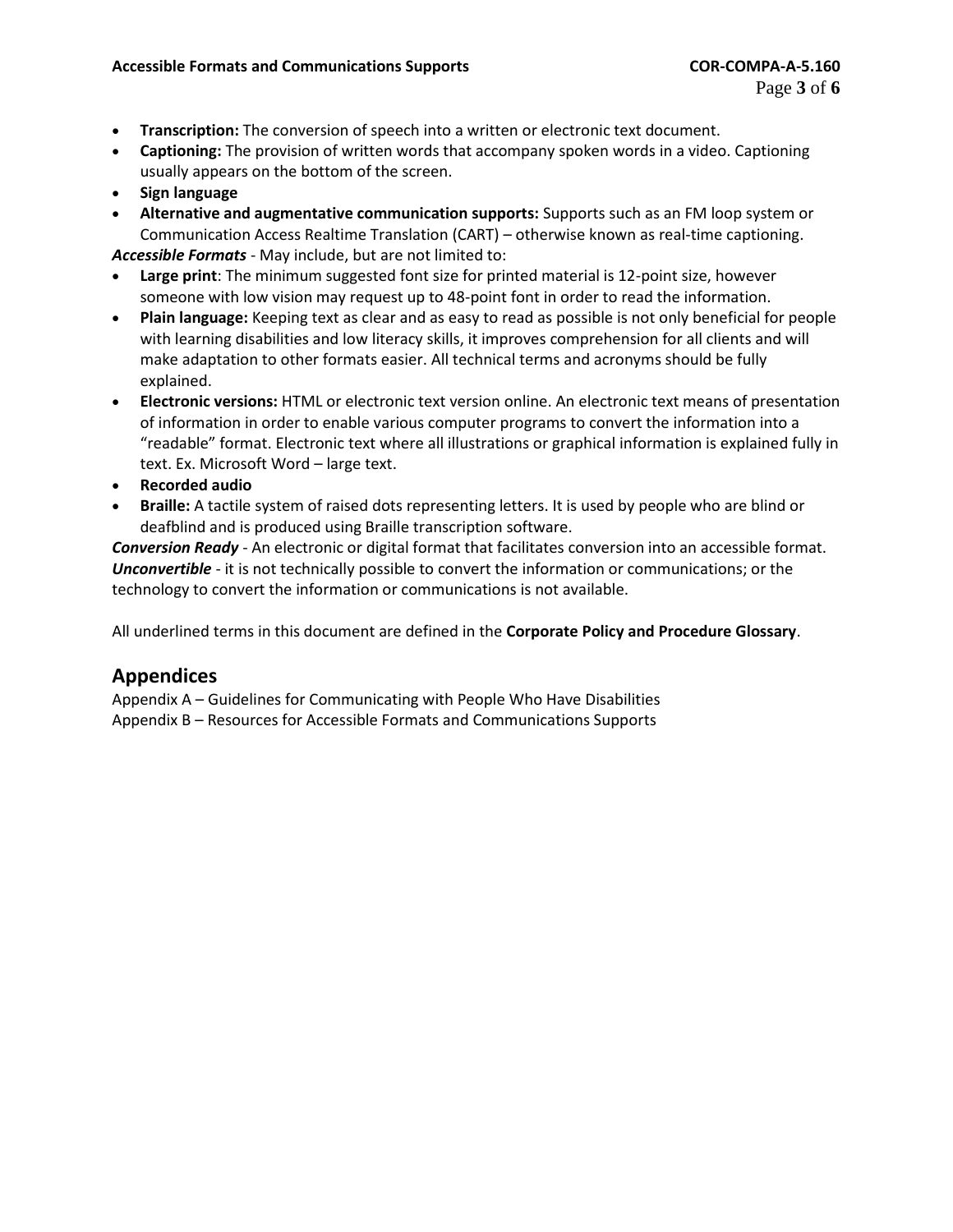- **Transcription:** The conversion of speech into a written or electronic text document.
- **Captioning:** The provision of written words that accompany spoken words in a video. Captioning usually appears on the bottom of the screen.
- **Sign language**
- **Alternative and augmentative communication supports:** Supports such as an FM loop system or Communication Access Realtime Translation (CART) – otherwise known as real-time captioning.

***Accessible Formats*** - May include, but are not limited to:

- **Large print**: The minimum suggested font size for printed material is 12-point size, however someone with low vision may request up to 48-point font in order to read the information.
- **Plain language:** Keeping text as clear and as easy to read as possible is not only beneficial for people with learning disabilities and low literacy skills, it improves comprehension for all clients and will make adaptation to other formats easier. All technical terms and acronyms should be fully explained.
- **Electronic versions:** HTML or electronic text version online. An electronic text means of presentation of information in order to enable various computer programs to convert the information into a "readable" format. Electronic text where all illustrations or graphical information is explained fully in text. Ex. Microsoft Word – large text.
- **Recorded audio**
- **Braille:** A tactile system of raised dots representing letters. It is used by people who are blind or deafblind and is produced using Braille transcription software.

***Conversion Ready*** - An electronic or digital format that facilitates conversion into an accessible format.

***Unconvertible*** - it is not technically possible to convert the information or communications; or the technology to convert the information or communications is not available.

All underlined terms in this document are defined in the **Corporate Policy and Procedure Glossary**.

## Appendices

Appendix A – Guidelines for Communicating with People Who Have Disabilities

Appendix B – Resources for Accessible Formats and Communications Supports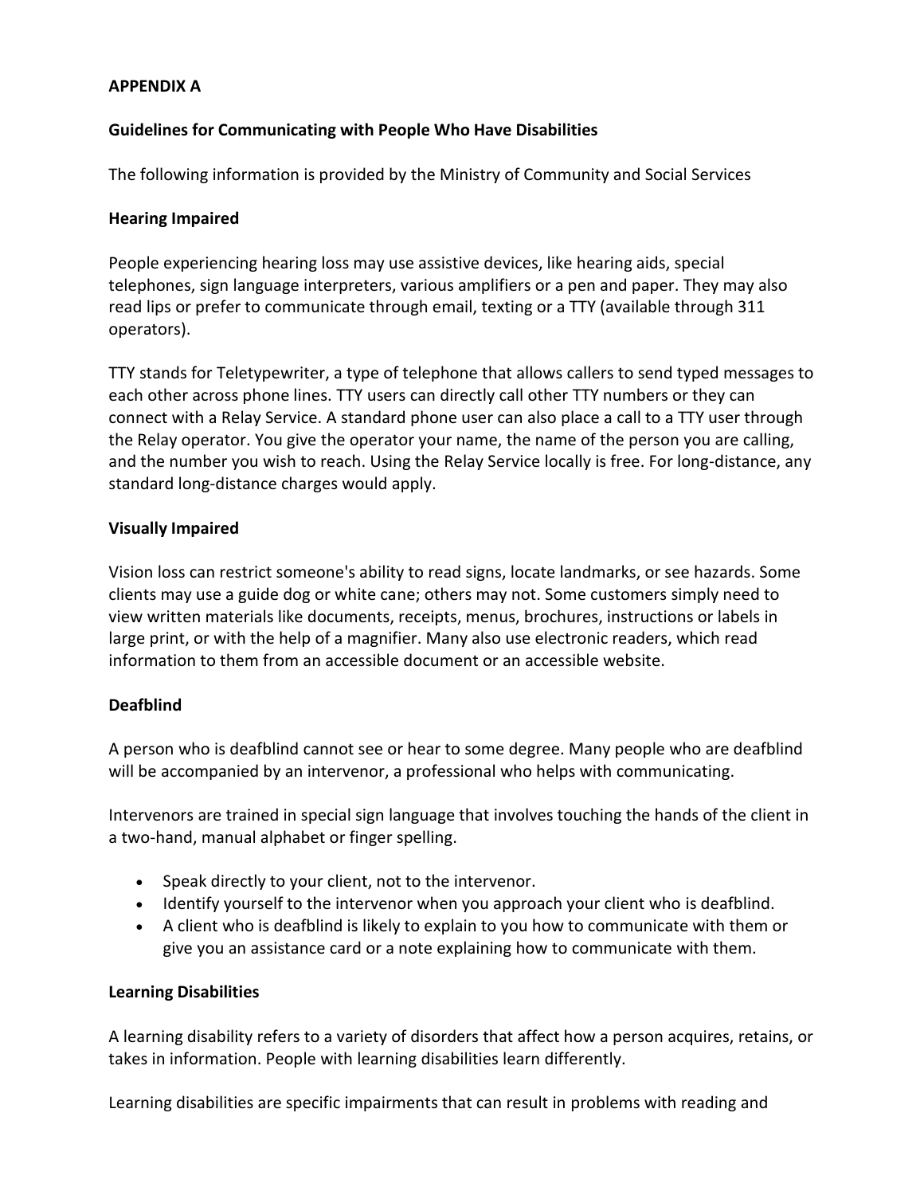## APPENDIX A

### Guidelines for Communicating with People Who Have Disabilities

The following information is provided by the Ministry of Community and Social Services

#### Hearing Impaired

People experiencing hearing loss may use assistive devices, like hearing aids, special telephones, sign language interpreters, various amplifiers or a pen and paper. They may also read lips or prefer to communicate through email, texting or a TTY (available through 311 operators).

TTY stands for Teletypewriter, a type of telephone that allows callers to send typed messages to each other across phone lines. TTY users can directly call other TTY numbers or they can connect with a Relay Service. A standard phone user can also place a call to a TTY user through the Relay operator. You give the operator your name, the name of the person you are calling, and the number you wish to reach. Using the Relay Service locally is free. For long-distance, any standard long-distance charges would apply.

#### Visually Impaired

Vision loss can restrict someone's ability to read signs, locate landmarks, or see hazards. Some clients may use a guide dog or white cane; others may not. Some customers simply need to view written materials like documents, receipts, menus, brochures, instructions or labels in large print, or with the help of a magnifier. Many also use electronic readers, which read information to them from an accessible document or an accessible website.

#### Deafblind

A person who is deafblind cannot see or hear to some degree. Many people who are deafblind will be accompanied by an intervenor, a professional who helps with communicating.

Intervenors are trained in special sign language that involves touching the hands of the client in a two-hand, manual alphabet or finger spelling.

- Speak directly to your client, not to the intervenor.
- Identify yourself to the intervenor when you approach your client who is deafblind.
- A client who is deafblind is likely to explain to you how to communicate with them or give you an assistance card or a note explaining how to communicate with them.

#### Learning Disabilities

A learning disability refers to a variety of disorders that affect how a person acquires, retains, or takes in information. People with learning disabilities learn differently.

Learning disabilities are specific impairments that can result in problems with reading and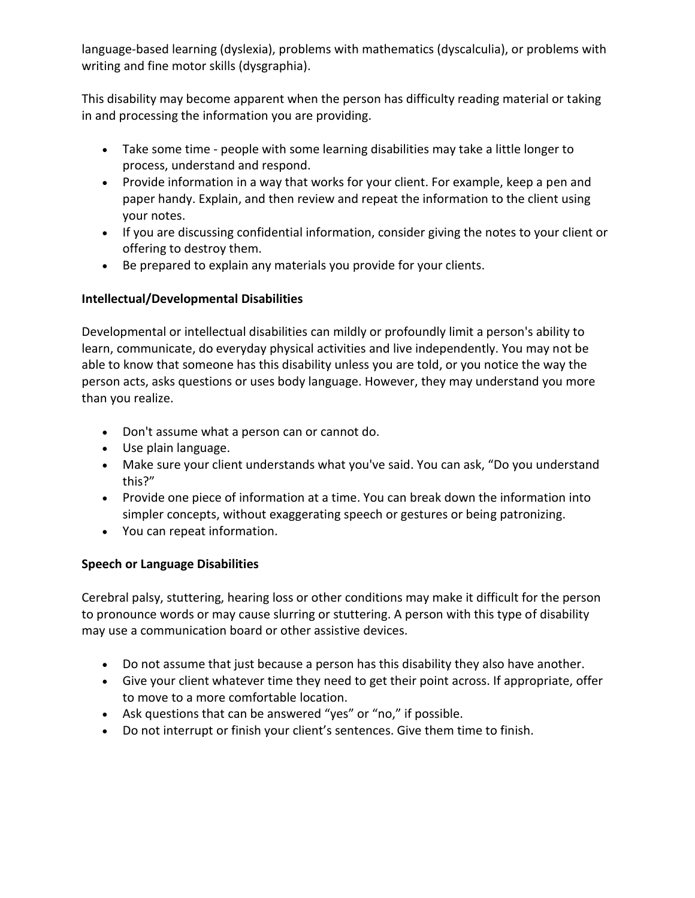language-based learning (dyslexia), problems with mathematics (dyscalculia), or problems with writing and fine motor skills (dysgraphia).

This disability may become apparent when the person has difficulty reading material or taking in and processing the information you are providing.

- Take some time - people with some learning disabilities may take a little longer to process, understand and respond.
- Provide information in a way that works for your client. For example, keep a pen and paper handy. Explain, and then review and repeat the information to the client using your notes.
- If you are discussing confidential information, consider giving the notes to your client or offering to destroy them.
- Be prepared to explain any materials you provide for your clients.

**Intellectual/Developmental Disabilities**

Developmental or intellectual disabilities can mildly or profoundly limit a person's ability to learn, communicate, do everyday physical activities and live independently. You may not be able to know that someone has this disability unless you are told, or you notice the way the person acts, asks questions or uses body language. However, they may understand you more than you realize.

- Don't assume what a person can or cannot do.
- Use plain language.
- Make sure your client understands what you've said. You can ask, "Do you understand this?"
- Provide one piece of information at a time. You can break down the information into simpler concepts, without exaggerating speech or gestures or being patronizing.
- You can repeat information.

**Speech or Language Disabilities**

Cerebral palsy, stuttering, hearing loss or other conditions may make it difficult for the person to pronounce words or may cause slurring or stuttering. A person with this type of disability may use a communication board or other assistive devices.

- Do not assume that just because a person has this disability they also have another.
- Give your client whatever time they need to get their point across. If appropriate, offer to move to a more comfortable location.
- Ask questions that can be answered "yes" or "no," if possible.
- Do not interrupt or finish your client's sentences. Give them time to finish.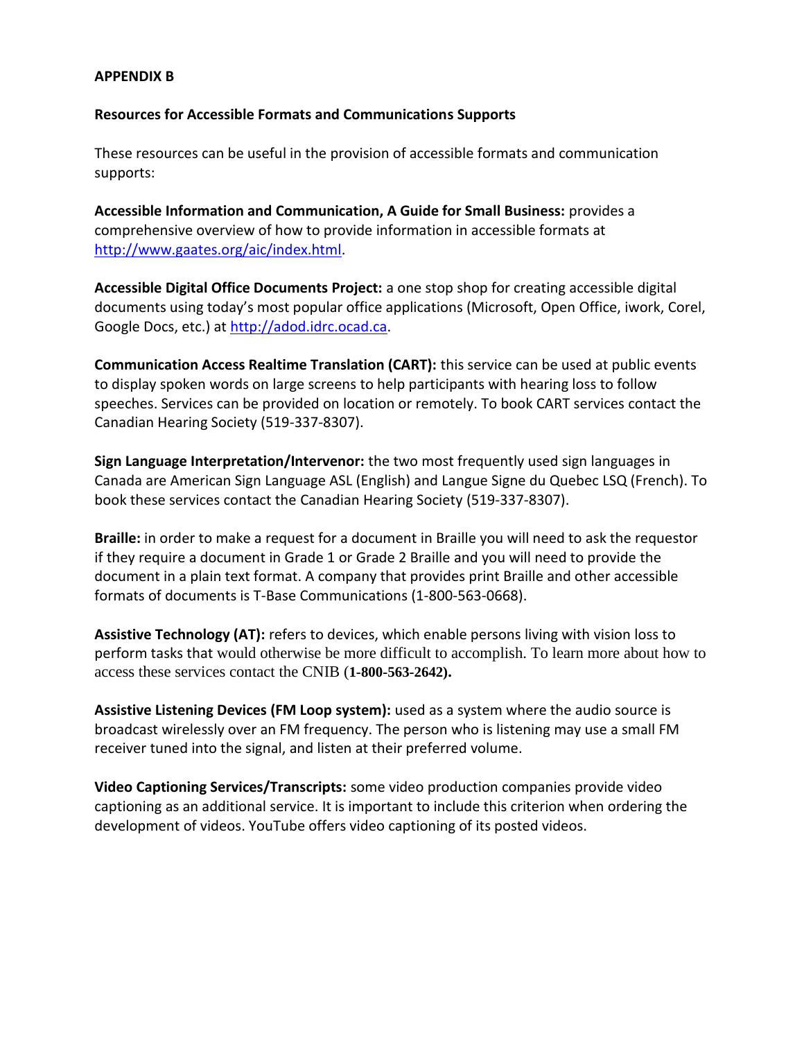**APPENDIX B**

**Resources for Accessible Formats and Communications Supports**

These resources can be useful in the provision of accessible formats and communication supports:

**Accessible Information and Communication, A Guide for Small Business:** provides a comprehensive overview of how to provide information in accessible formats at http://www.gaates.org/aic/index.html.

**Accessible Digital Office Documents Project:** a one stop shop for creating accessible digital documents using today's most popular office applications (Microsoft, Open Office, iwork, Corel, Google Docs, etc.) at http://adod.idrc.ocad.ca.

**Communication Access Realtime Translation (CART):** this service can be used at public events to display spoken words on large screens to help participants with hearing loss to follow speeches. Services can be provided on location or remotely. To book CART services contact the Canadian Hearing Society (519-337-8307).

**Sign Language Interpretation/Intervenor:** the two most frequently used sign languages in Canada are American Sign Language ASL (English) and Langue Signe du Quebec LSQ (French). To book these services contact the Canadian Hearing Society (519-337-8307).

**Braille:** in order to make a request for a document in Braille you will need to ask the requestor if they require a document in Grade 1 or Grade 2 Braille and you will need to provide the document in a plain text format. A company that provides print Braille and other accessible formats of documents is T-Base Communications (1-800-563-0668).

**Assistive Technology (AT):** refers to devices, which enable persons living with vision loss to perform tasks that would otherwise be more difficult to accomplish. To learn more about how to access these services contact the CNIB (**1-800-563-2642).**

**Assistive Listening Devices (FM Loop system):** used as a system where the audio source is broadcast wirelessly over an FM frequency. The person who is listening may use a small FM receiver tuned into the signal, and listen at their preferred volume.

**Video Captioning Services/Transcripts:** some video production companies provide video captioning as an additional service. It is important to include this criterion when ordering the development of videos. YouTube offers video captioning of its posted videos.